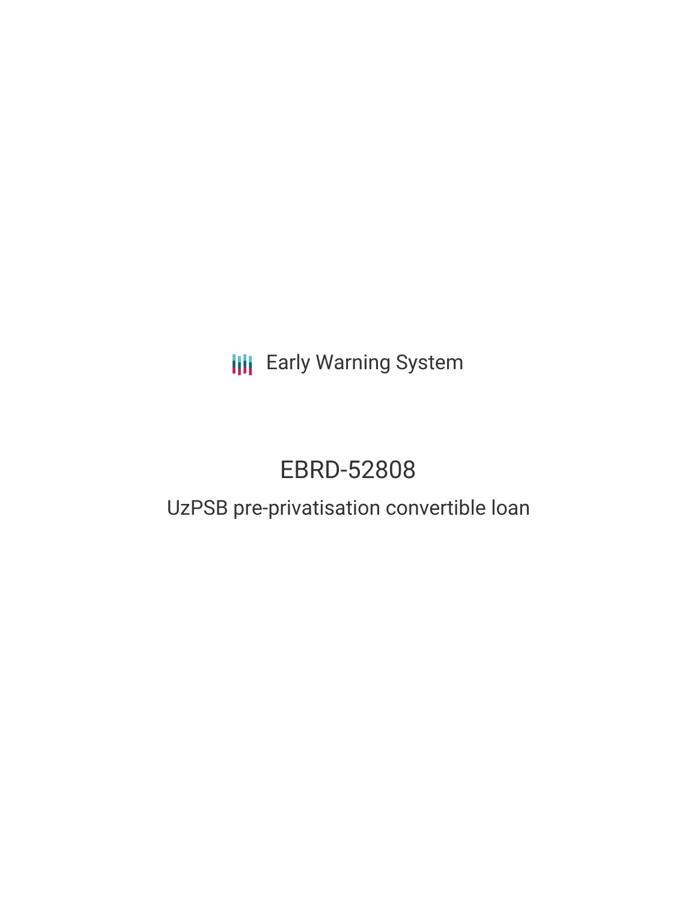Early Warning System

# EBRD-52808

## UzPSB pre-privatisation convertible loan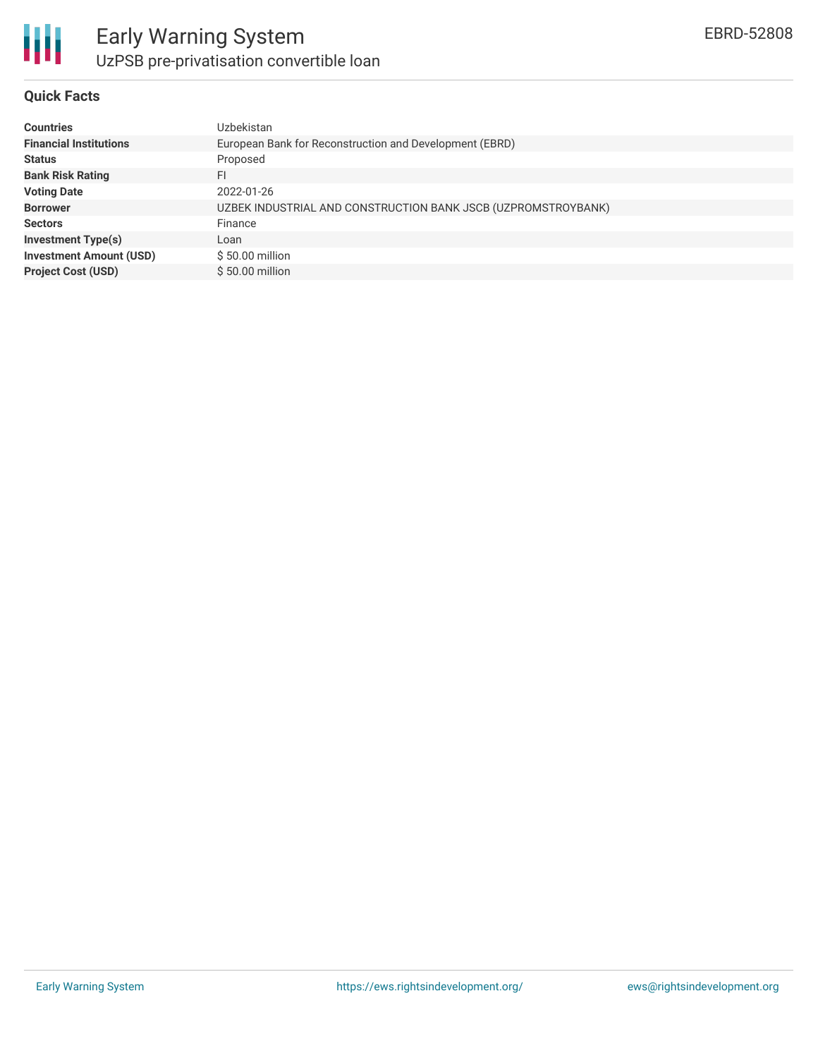# Early Warning System

## UzPSB pre-privatisation convertible loan

EBRD-52808

### Quick Facts

| | |
|---|---|
| **Countries** | Uzbekistan |
| **Financial Institutions** | European Bank for Reconstruction and Development (EBRD) |
| **Status** | Proposed |
| **Bank Risk Rating** | FI |
| **Voting Date** | 2022-01-26 |
| **Borrower** | UZBEK INDUSTRIAL AND CONSTRUCTION BANK JSCB (UZPROMSTROYBANK) |
| **Sectors** | Finance |
| **Investment Type(s)** | Loan |
| **Investment Amount (USD)** | $ 50.00 million |
| **Project Cost (USD)** | $ 50.00 million |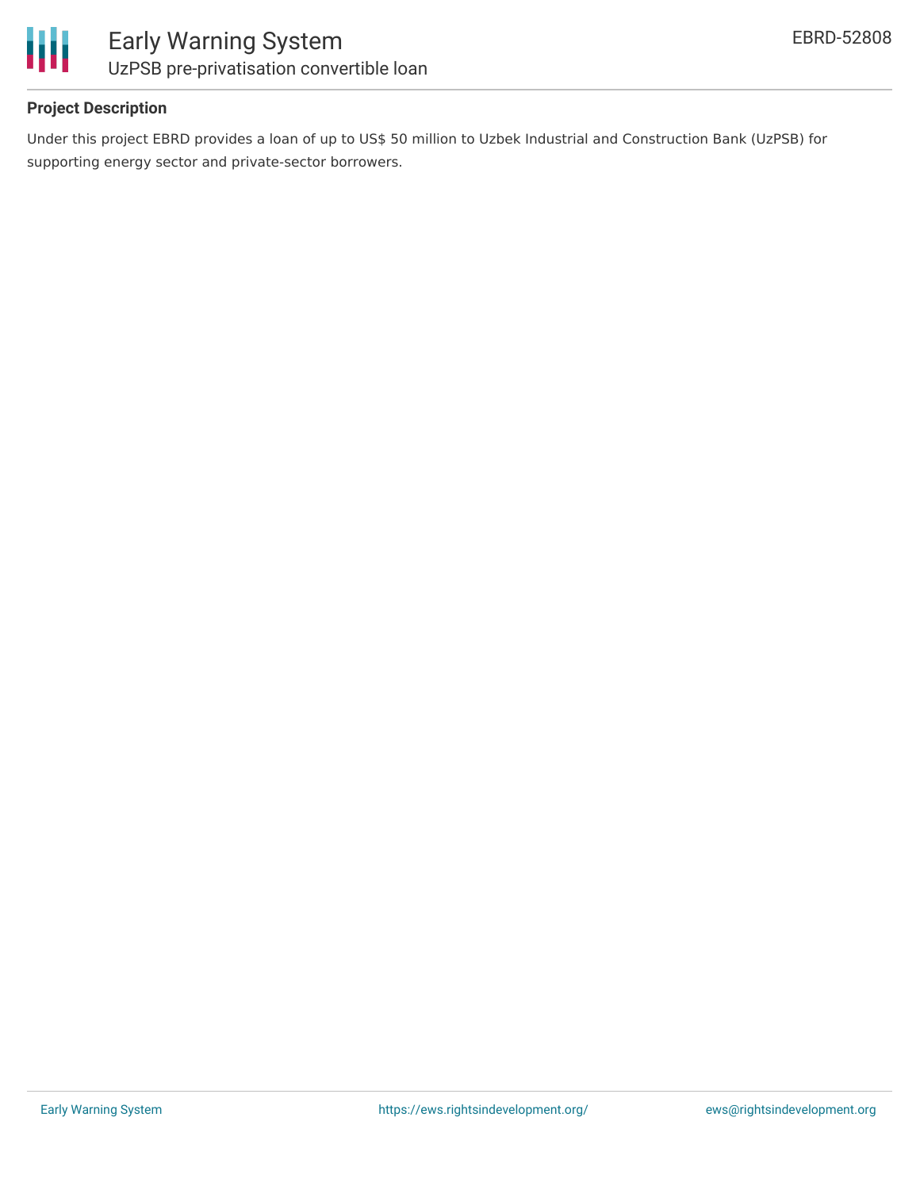### Project Description

Under this project EBRD provides a loan of up to US$ 50 million to Uzbek Industrial and Construction Bank (UzPSB) for supporting energy sector and private-sector borrowers.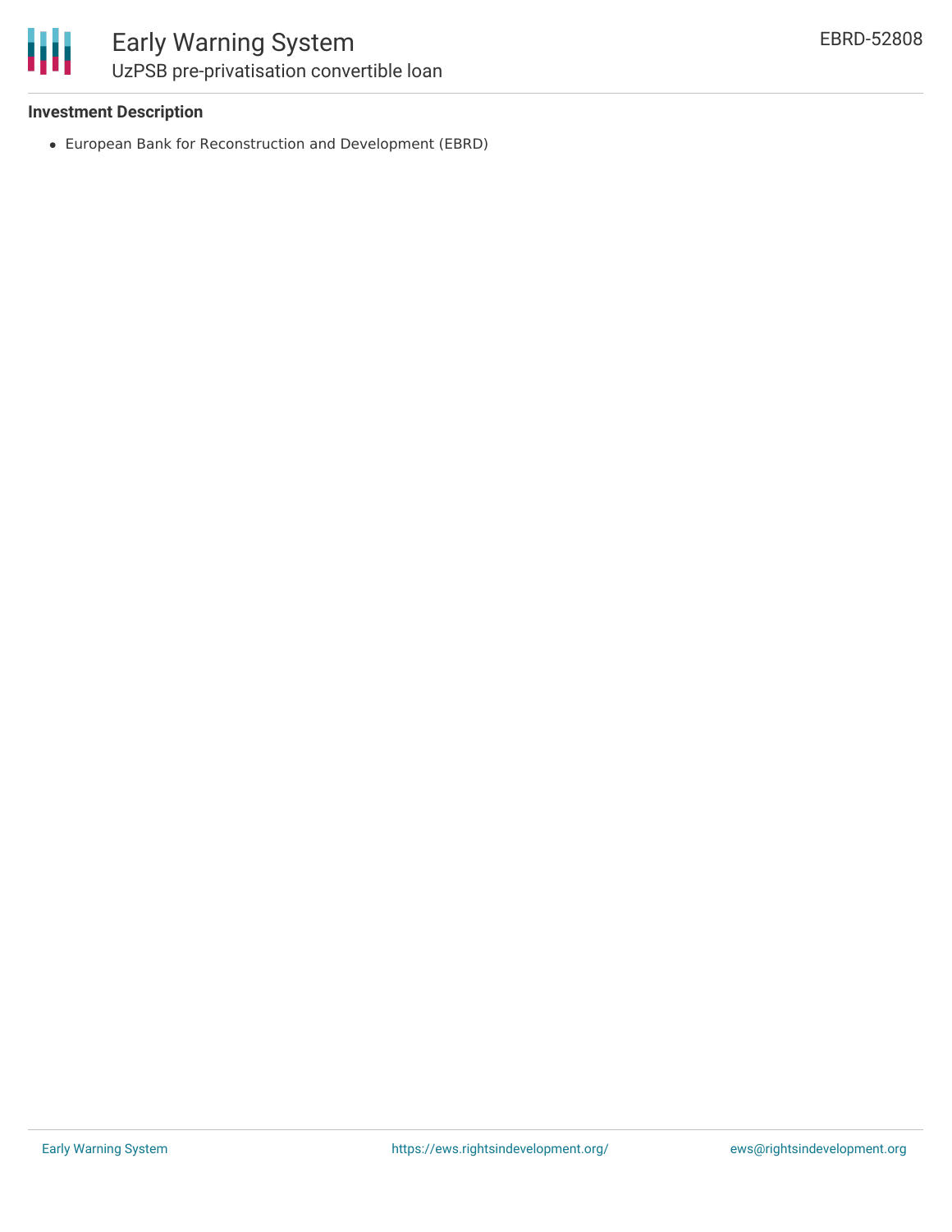### Investment Description

- European Bank for Reconstruction and Development (EBRD)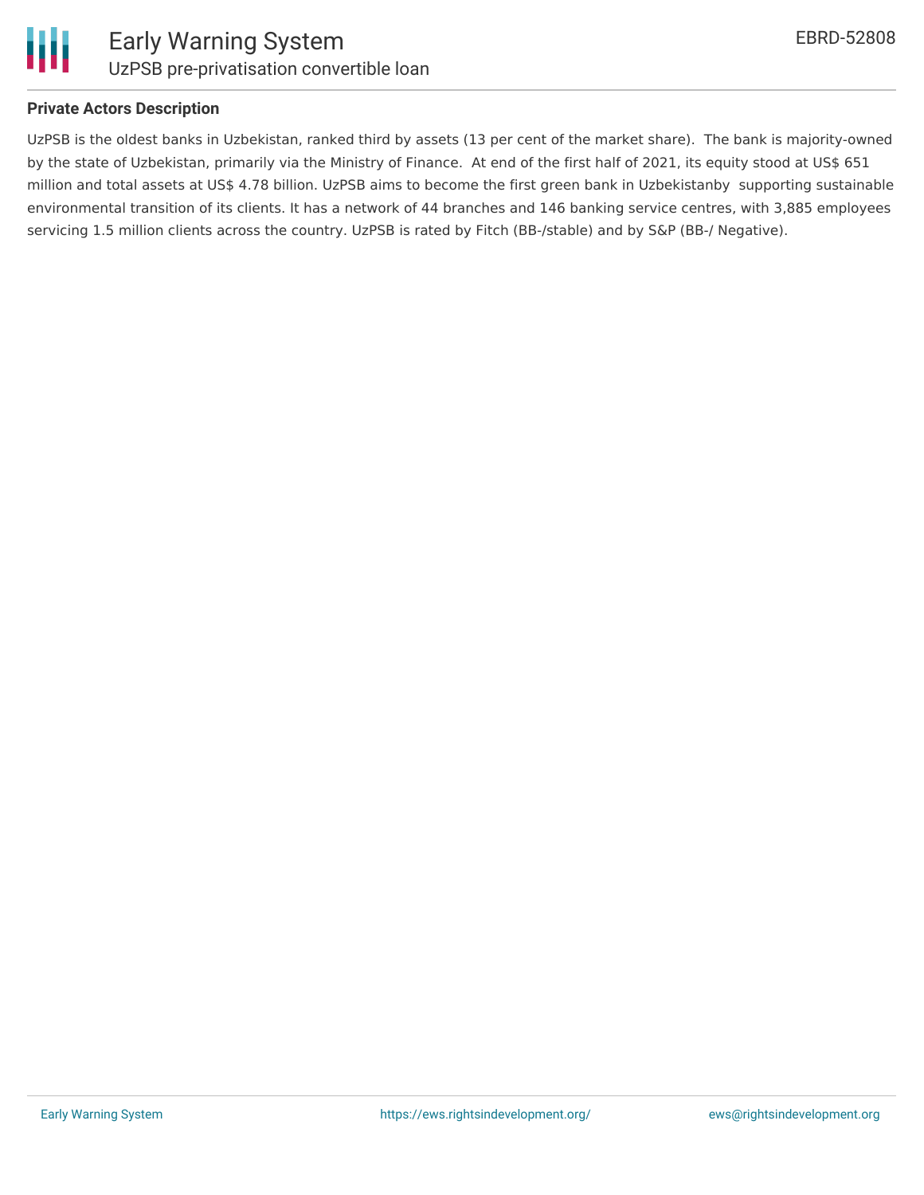**Private Actors Description**

UzPSB is the oldest banks in Uzbekistan, ranked third by assets (13 per cent of the market share).  The bank is majority-owned by the state of Uzbekistan, primarily via the Ministry of Finance.  At end of the first half of 2021, its equity stood at US$ 651 million and total assets at US$ 4.78 billion. UzPSB aims to become the first green bank in Uzbekistanby  supporting sustainable environmental transition of its clients. It has a network of 44 branches and 146 banking service centres, with 3,885 employees servicing 1.5 million clients across the country. UzPSB is rated by Fitch (BB-/stable) and by S&P (BB-/ Negative).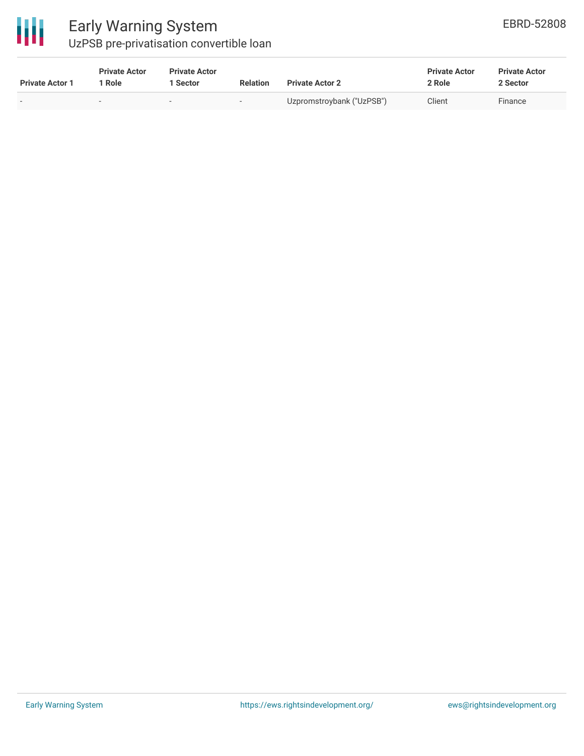| Private Actor 1 | Private Actor 1 Role | Private Actor 1 Sector | Relation | Private Actor 2 | Private Actor 2 Role | Private Actor 2 Sector |
|---|---|---|---|---|---|---|
| - | - | - | - | Uzpromstroybank ("UzPSB") | Client | Finance |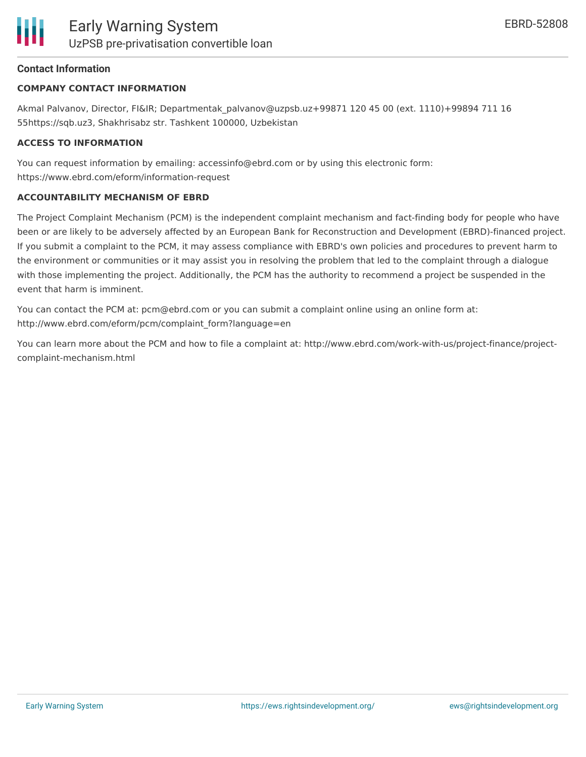## Contact Information

### COMPANY CONTACT INFORMATION

Akmal Palvanov, Director, FI&IR; Departmentak_palvanov@uzpsb.uz+99871 120 45 00 (ext. 1110)+99894 711 16 55https://sqb.uz3, Shakhrisabz str. Tashkent 100000, Uzbekistan

### ACCESS TO INFORMATION

You can request information by emailing: accessinfo@ebrd.com or by using this electronic form: https://www.ebrd.com/eform/information-request

### ACCOUNTABILITY MECHANISM OF EBRD

The Project Complaint Mechanism (PCM) is the independent complaint mechanism and fact-finding body for people who have been or are likely to be adversely affected by an European Bank for Reconstruction and Development (EBRD)-financed project. If you submit a complaint to the PCM, it may assess compliance with EBRD's own policies and procedures to prevent harm to the environment or communities or it may assist you in resolving the problem that led to the complaint through a dialogue with those implementing the project. Additionally, the PCM has the authority to recommend a project be suspended in the event that harm is imminent.

You can contact the PCM at: pcm@ebrd.com or you can submit a complaint online using an online form at: http://www.ebrd.com/eform/pcm/complaint_form?language=en

You can learn more about the PCM and how to file a complaint at: http://www.ebrd.com/work-with-us/project-finance/project-complaint-mechanism.html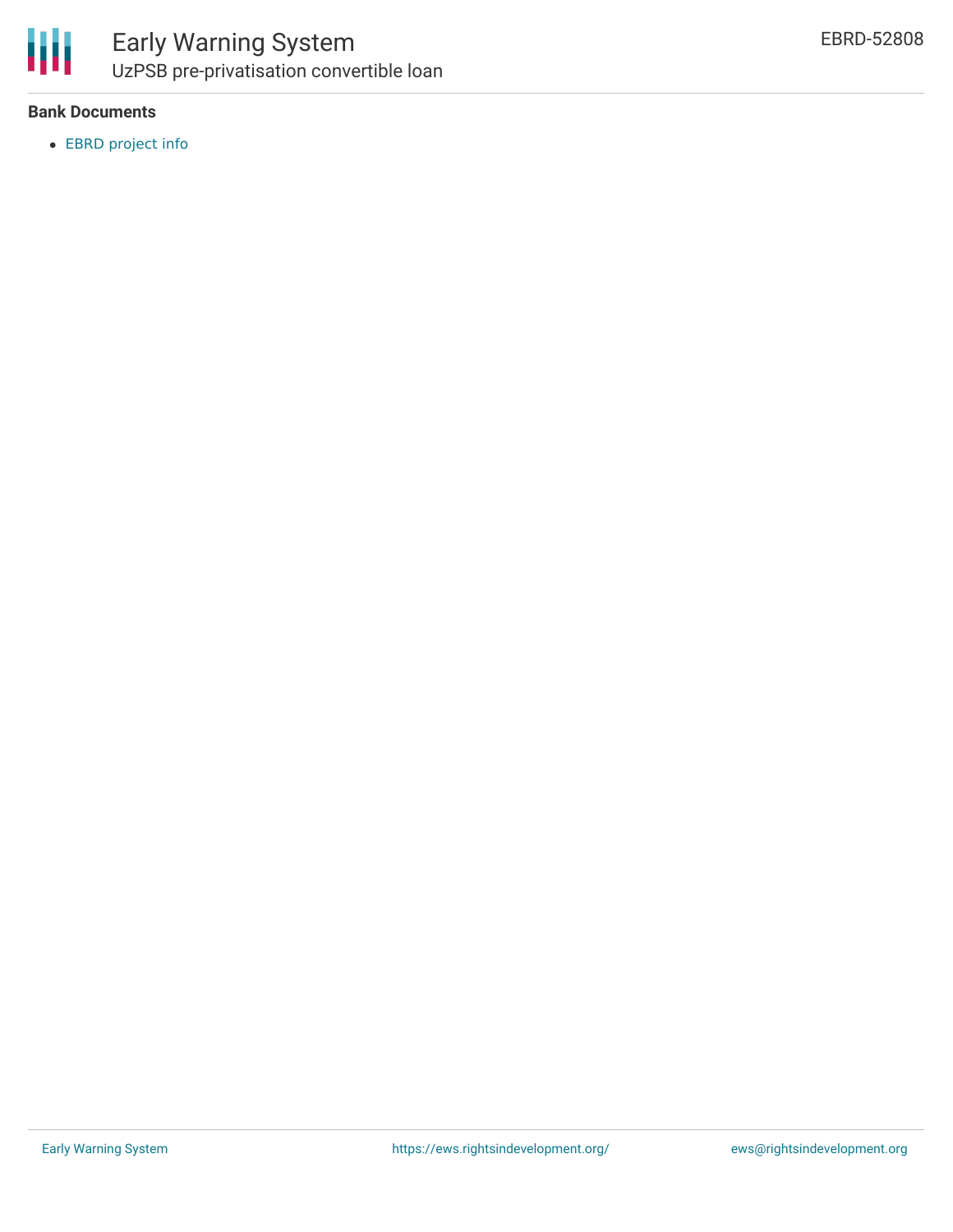**Bank Documents**

- EBRD project info